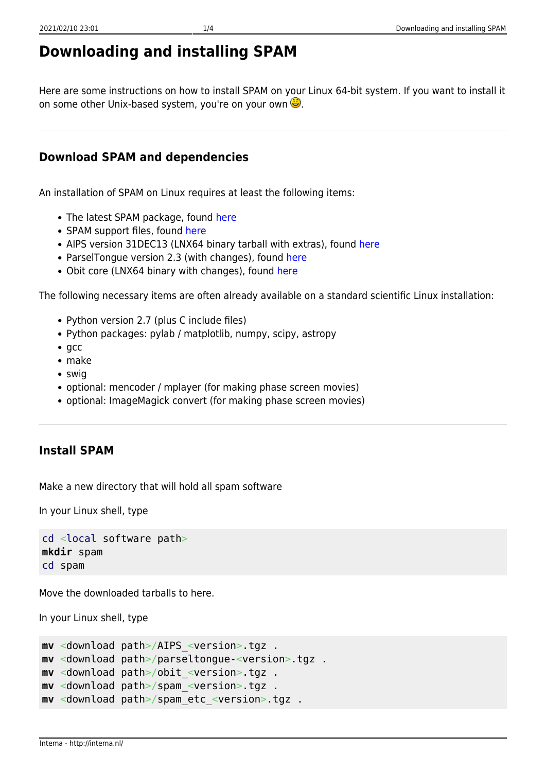# Downloading and installing SPAM

Here are some instructions on how to install SPAM on your Linux 64-bit system. If you want to install it on some other Unix-based system, you're on your own 😉.

## Download SPAM and dependencies

An installation of SPAM on Linux requires at least the following items:

- The latest SPAM package, found here
- SPAM support files, found here
- AIPS version 31DEC13 (LNX64 binary tarball with extras), found here
- ParselTongue version 2.3 (with changes), found here
- Obit core (LNX64 binary with changes), found here

The following necessary items are often already available on a standard scientific Linux installation:

- Python version 2.7 (plus C include files)
- Python packages: pylab / matplotlib, numpy, scipy, astropy
- gcc
- make
- swig
- optional: mencoder / mplayer (for making phase screen movies)
- optional: ImageMagick convert (for making phase screen movies)

## Install SPAM

Make a new directory that will hold all spam software

In your Linux shell, type

```
cd <local software path>
mkdir spam
cd spam
```

Move the downloaded tarballs to here.

In your Linux shell, type

```
mv <download path>/AIPS_<version>.tgz .
mv <download path>/parseltongue-<version>.tgz .
mv <download path>/obit_<version>.tgz .
mv <download path>/spam_<version>.tgz .
mv <download path>/spam_etc_<version>.tgz .
```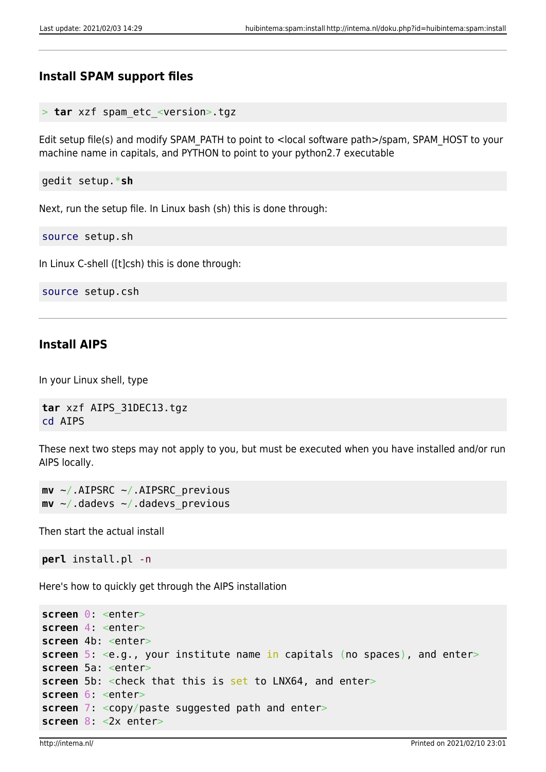---

### Install SPAM support files

```
> tar xzf spam_etc_<version>.tgz
```

Edit setup file(s) and modify SPAM_PATH to point to <local software path>/spam, SPAM_HOST to your machine name in capitals, and PYTHON to point to your python2.7 executable

```
gedit setup.*sh
```

Next, run the setup file. In Linux bash (sh) this is done through:

```
source setup.sh
```

In Linux C-shell ([t]csh) this is done through:

```
source setup.csh
```

---

### Install AIPS

In your Linux shell, type

```
tar xzf AIPS_31DEC13.tgz
cd AIPS
```

These next two steps may not apply to you, but must be executed when you have installed and/or run AIPS locally.

```
mv ~/.AIPSRC ~/.AIPSRC_previous
mv ~/.dadevs ~/.dadevs_previous
```

Then start the actual install

```
perl install.pl -n
```

Here's how to quickly get through the AIPS installation

```
screen 0: <enter>
screen 4: <enter>
screen 4b: <enter>
screen 5: <e.g., your institute name in capitals (no spaces), and enter>
screen 5a: <enter>
screen 5b: <check that this is set to LNX64, and enter>
screen 6: <enter>
screen 7: <copy/paste suggested path and enter>
screen 8: <2x enter>
```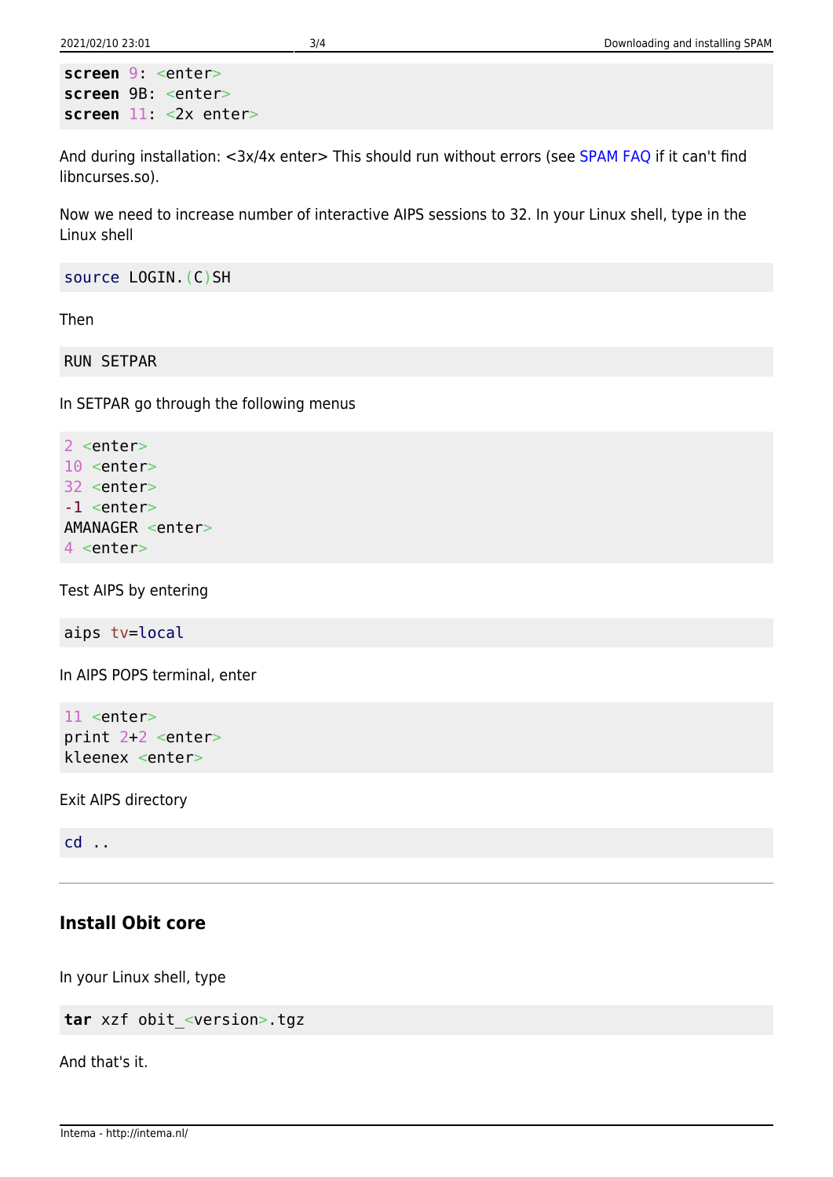```
screen 9: <enter>
screen 9B: <enter>
screen 11: <2x enter>
```

And during installation: <3x/4x enter> This should run without errors (see SPAM FAQ if it can't find libncurses.so).

Now we need to increase number of interactive AIPS sessions to 32. In your Linux shell, type in the Linux shell

```
source LOGIN.(C)SH
```

Then

```
RUN SETPAR
```

In SETPAR go through the following menus

```
2 <enter>
10 <enter>
32 <enter>
-1 <enter>
AMANAGER <enter>
4 <enter>
```

Test AIPS by entering

```
aips tv=local
```

In AIPS POPS terminal, enter

```
11 <enter>
print 2+2 <enter>
kleenex <enter>
```

Exit AIPS directory

```
cd ..
```

---

## Install Obit core

In your Linux shell, type

```
tar xzf obit_<version>.tgz
```

And that's it.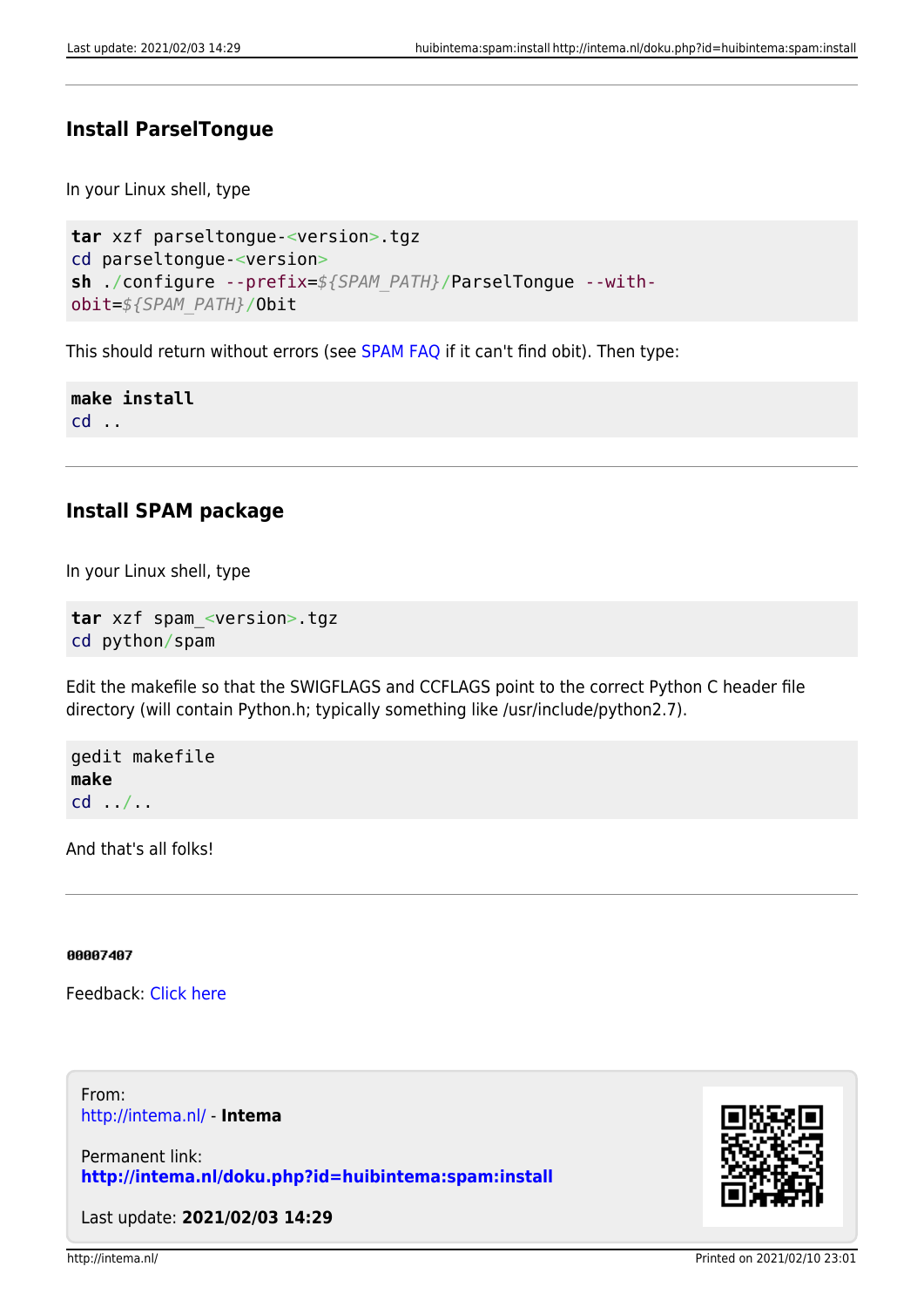## Install ParselTongue

In your Linux shell, type

```
tar xzf parseltongue-<version>.tgz
cd parseltongue-<version>
sh ./configure --prefix=${SPAM_PATH}/ParselTongue --with-obit=${SPAM_PATH}/Obit
```

This should return without errors (see SPAM FAQ if it can't find obit). Then type:

```
make install
cd ..
```

---

## Install SPAM package

In your Linux shell, type

```
tar xzf spam_<version>.tgz
cd python/spam
```

Edit the makefile so that the SWIGFLAGS and CCFLAGS point to the correct Python C header file directory (will contain Python.h; typically something like /usr/include/python2.7).

```
gedit makefile
make
cd ../..
```

And that's all folks!

---

00007407

Feedback: Click here

From:
http://intema.nl/ - **Intema**

Permanent link:
**http://intema.nl/doku.php?id=huibintema:spam:install**

Last update: **2021/02/03 14:29**